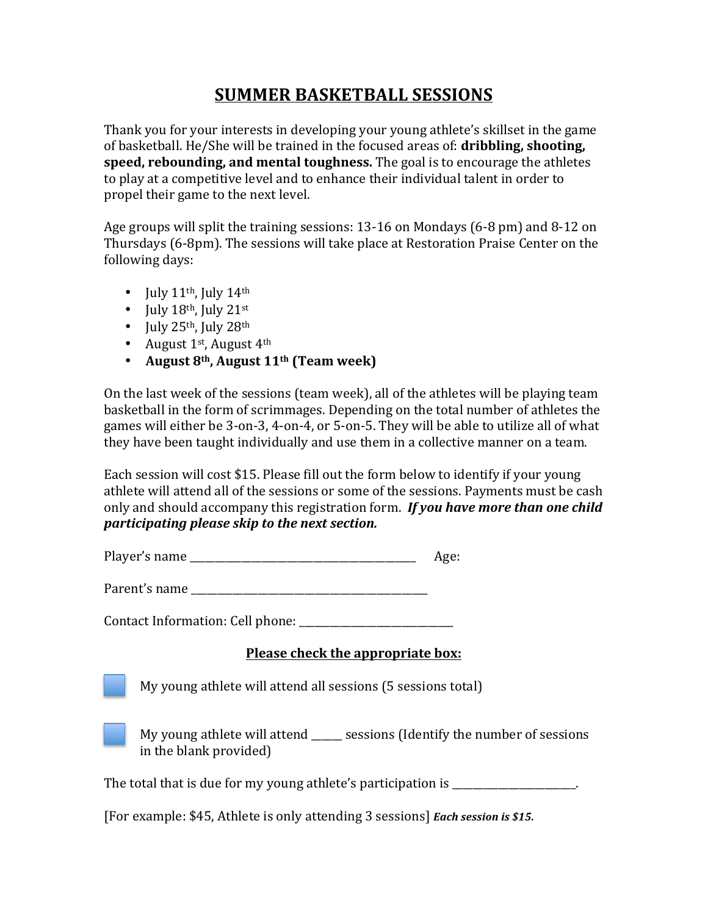# SUMMER BASKETBALL SESSIONS

Thank you for your interests in developing your young athlete's skillset in the game of basketball. He/She will be trained in the focused areas of: **dribbling, shooting, speed, rebounding, and mental toughness.** The goal is to encourage the athletes to play at a competitive level and to enhance their individual talent in order to propel their game to the next level.

Age groups will split the training sessions: 13-16 on Mondays (6-8 pm) and 8-12 on Thursdays (6-8pm). The sessions will take place at Restoration Praise Center on the following days:

- July 11th, July 14th
- July 18th, July 21st
- July 25th, July 28th
- August 1st, August 4th
- **August 8th, August 11th (Team week)**

On the last week of the sessions (team week), all of the athletes will be playing team basketball in the form of scrimmages. Depending on the total number of athletes the games will either be 3-on-3, 4-on-4, or 5-on-5. They will be able to utilize all of what they have been taught individually and use them in a collective manner on a team.

Each session will cost $15. Please fill out the form below to identify if your young athlete will attend all of the sessions or some of the sessions. Payments must be cash only and should accompany this registration form. ***If you have more than one child participating please skip to the next section.***

Player's name ________________________________________ Age:

Parent's name ________________________________________

Contact Information: Cell phone: ___________________________

## Please check the appropriate box:

☐ My young athlete will attend all sessions (5 sessions total)

☐ My young athlete will attend _____ sessions (Identify the number of sessions in the blank provided)

The total that is due for my young athlete's participation is ______________________.

[For example: $45, Athlete is only attending 3 sessions] ***Each session is $15.***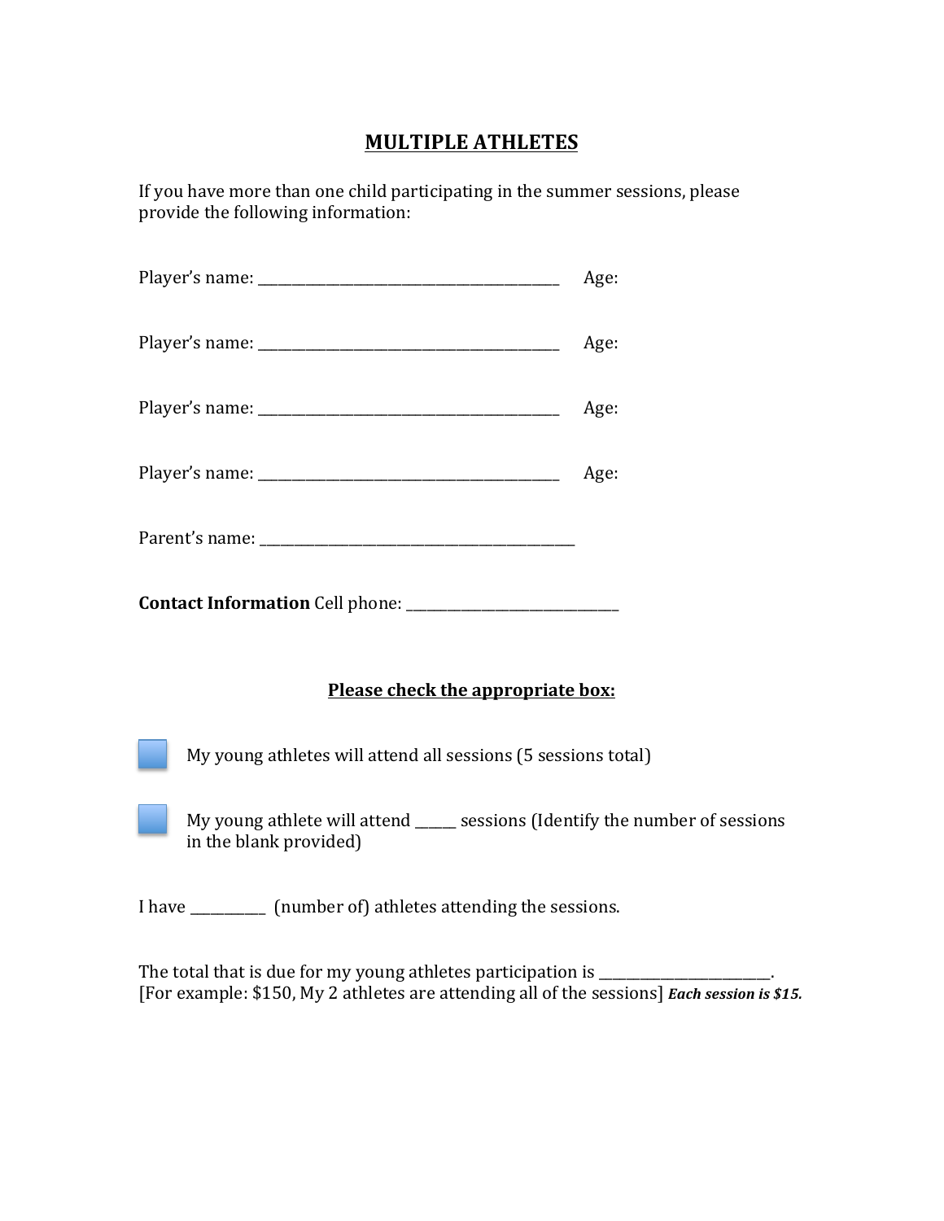## MULTIPLE ATHLETES

If you have more than one child participating in the summer sessions, please provide the following information:

Player's name: ________________________________________ Age:

Player's name: ________________________________________ Age:

Player's name: ________________________________________ Age:

Player's name: ________________________________________ Age:

Parent's name: ___________________________________________

**Contact Information** Cell phone: ____________________________

**Please check the appropriate box:**

☐ My young athletes will attend all sessions (5 sessions total)

☐ My young athlete will attend ______ sessions (Identify the number of sessions in the blank provided)

I have __________ (number of) athletes attending the sessions.

The total that is due for my young athletes participation is ______________________.
[For example: $150, My 2 athletes are attending all of the sessions] ***Each session is $15.***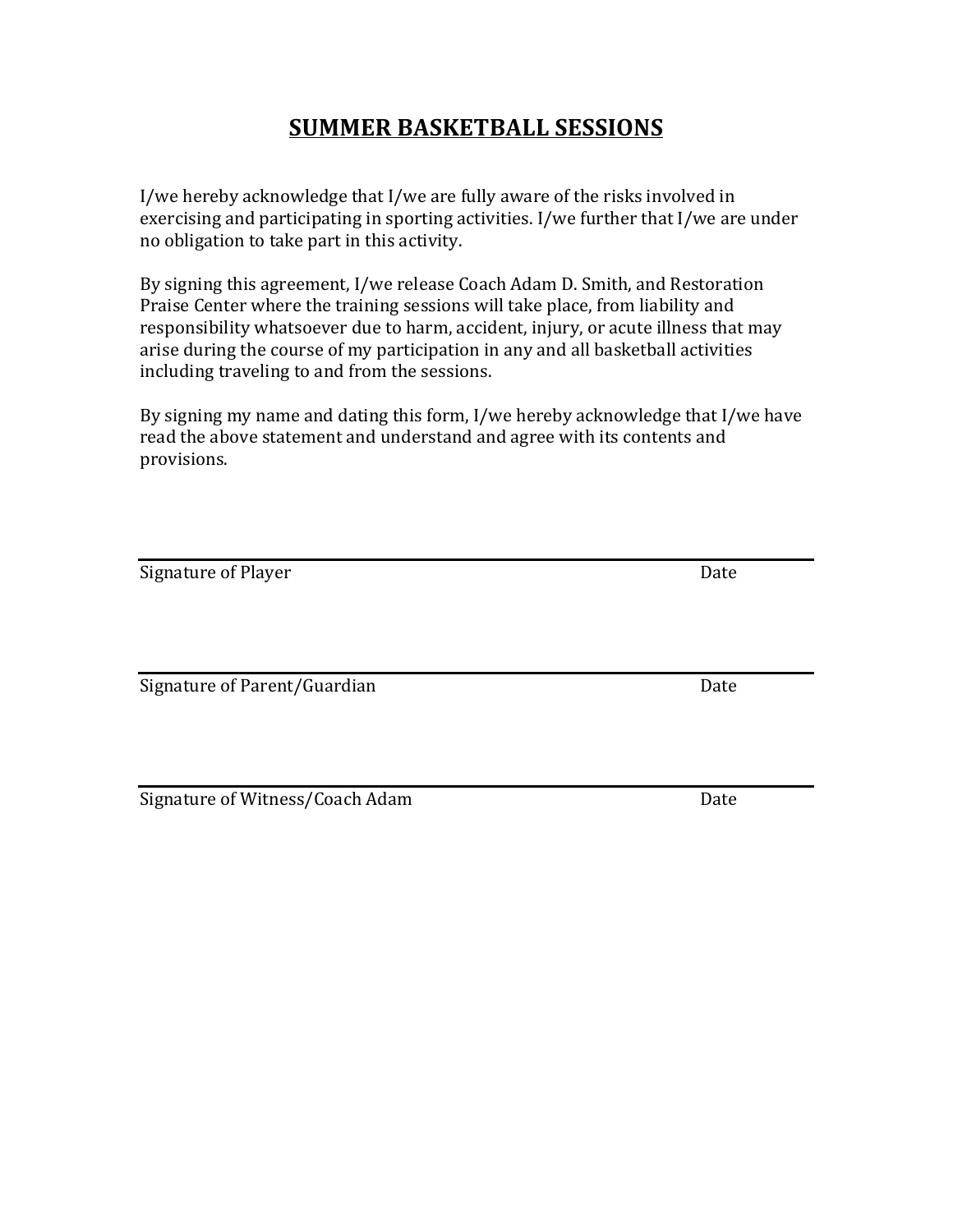# SUMMER BASKETBALL SESSIONS

I/we hereby acknowledge that I/we are fully aware of the risks involved in exercising and participating in sporting activities. I/we further that I/we are under no obligation to take part in this activity.

By signing this agreement, I/we release Coach Adam D. Smith, and Restoration Praise Center where the training sessions will take place, from liability and responsibility whatsoever due to harm, accident, injury, or acute illness that may arise during the course of my participation in any and all basketball activities including traveling to and from the sessions.

By signing my name and dating this form, I/we hereby acknowledge that I/we have read the above statement and understand and agree with its contents and provisions.

______________________________________________________________

Signature of Player Date

______________________________________________________________

Signature of Parent/Guardian Date

______________________________________________________________

Signature of Witness/Coach Adam Date